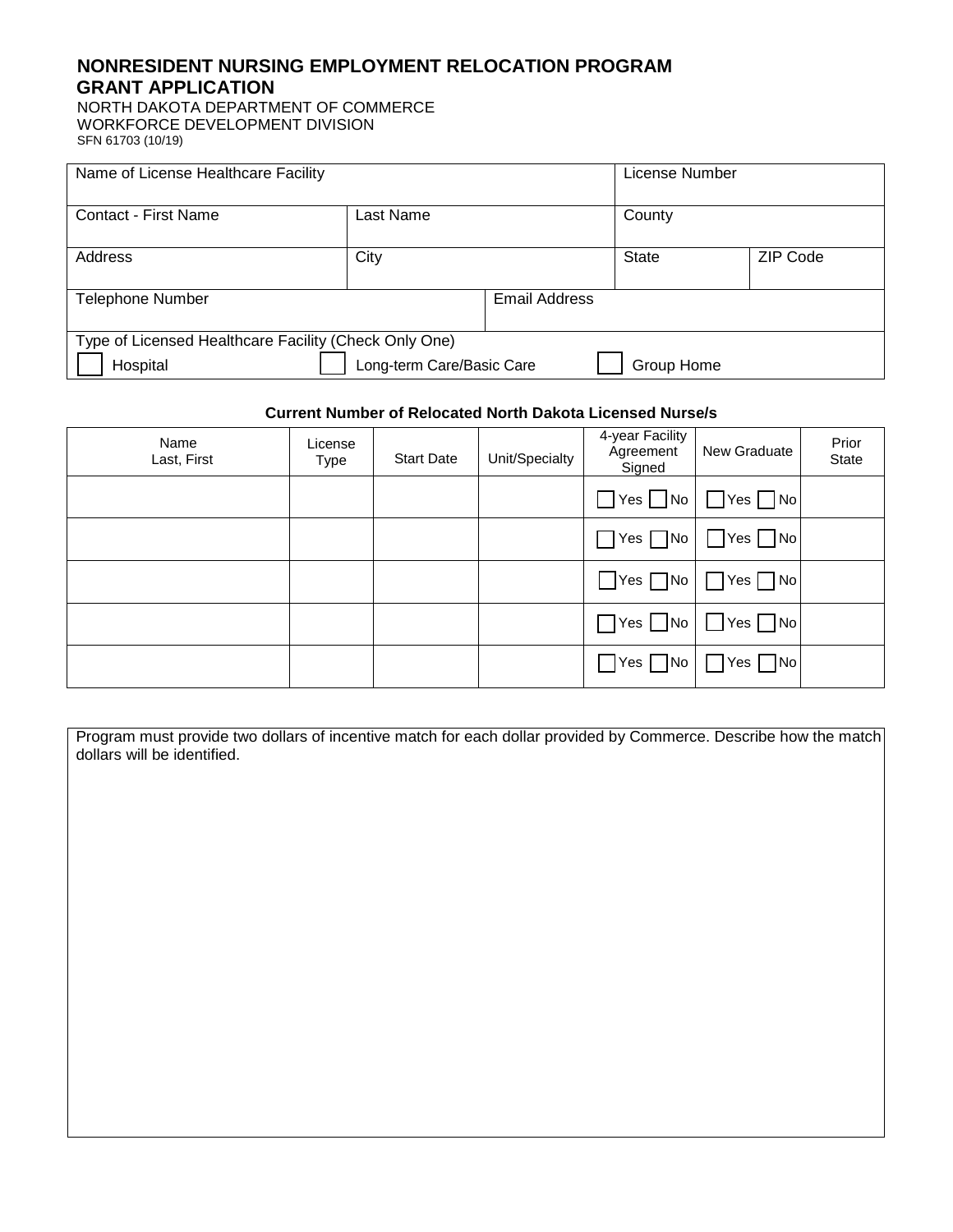# NONRESIDENT NURSING EMPLOYMENT RELOCATION PROGRAM GRANT APPLICATION

NORTH DAKOTA DEPARTMENT OF COMMERCE
WORKFORCE DEVELOPMENT DIVISION
SFN 61703 (10/19)

| Name of License Healthcare Facility | | | License Number | |
|---|---|---|---|---|
| Contact - First Name | Last Name | | County | |
| Address | City | | State | ZIP Code |
| Telephone Number | | Email Address | | |

Type of Licensed Healthcare Facility (Check Only One)

☐ Hospital ☐ Long-term Care/Basic Care ☐ Group Home

**Current Number of Relocated North Dakota Licensed Nurse/s**

| Name Last, First | License Type | Start Date | Unit/Specialty | 4-year Facility Agreement Signed | New Graduate | Prior State |
|---|---|---|---|---|---|---|
| | | | | ☐ Yes ☐ No | ☐ Yes ☐ No | |
| | | | | ☐ Yes ☐ No | ☐ Yes ☐ No | |
| | | | | ☐ Yes ☐ No | ☐ Yes ☐ No | |
| | | | | ☐ Yes ☐ No | ☐ Yes ☐ No | |
| | | | | ☐ Yes ☐ No | ☐ Yes ☐ No | |

Program must provide two dollars of incentive match for each dollar provided by Commerce. Describe how the match dollars will be identified.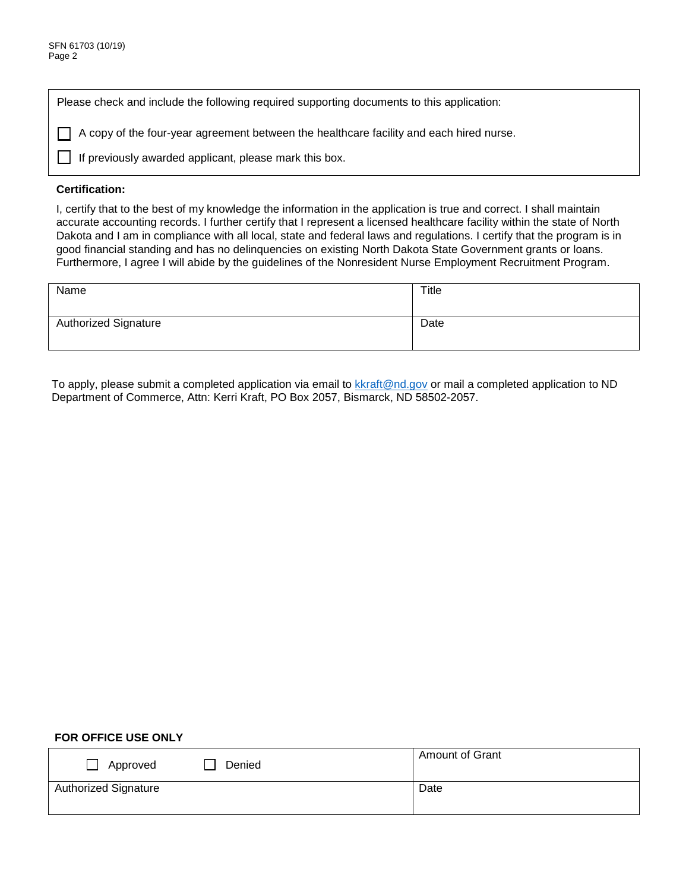Please check and include the following required supporting documents to this application:

☐ A copy of the four-year agreement between the healthcare facility and each hired nurse.

☐ If previously awarded applicant, please mark this box.

**Certification:**

I, certify that to the best of my knowledge the information in the application is true and correct. I shall maintain accurate accounting records. I further certify that I represent a licensed healthcare facility within the state of North Dakota and I am in compliance with all local, state and federal laws and regulations. I certify that the program is in good financial standing and has no delinquencies on existing North Dakota State Government grants or loans. Furthermore, I agree I will abide by the guidelines of the Nonresident Nurse Employment Recruitment Program.

| | |
|---|---|
| Name | Title |
| Authorized Signature | Date |

To apply, please submit a completed application via email to kkraft@nd.gov or mail a completed application to ND Department of Commerce, Attn: Kerri Kraft, PO Box 2057, Bismarck, ND 58502-2057.

**FOR OFFICE USE ONLY**

| | |
|---|---|
| ☐ Approved ☐ Denied | Amount of Grant |
| Authorized Signature | Date |